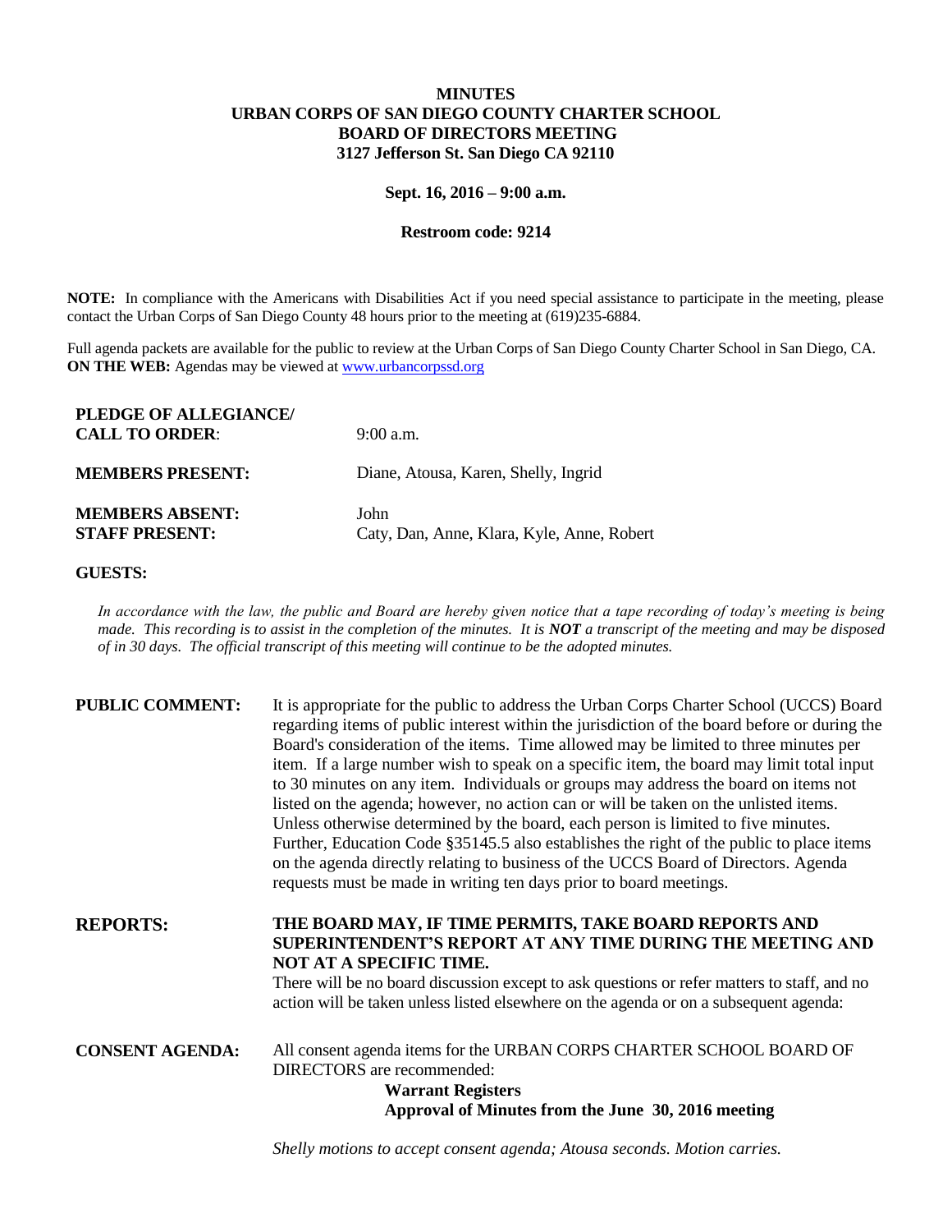# MINUTES
# URBAN CORPS OF SAN DIEGO COUNTY CHARTER SCHOOL
# BOARD OF DIRECTORS MEETING
# 3127 Jefferson St. San Diego CA 92110

**Sept. 16, 2016 – 9:00 a.m.**

**Restroom code: 9214**

**NOTE:** In compliance with the Americans with Disabilities Act if you need special assistance to participate in the meeting, please contact the Urban Corps of San Diego County 48 hours prior to the meeting at (619)235-6884.

Full agenda packets are available for the public to review at the Urban Corps of San Diego County Charter School in San Diego, CA. **ON THE WEB:** Agendas may be viewed at www.urbancorpssd.org

**PLEDGE OF ALLEGIANCE/ CALL TO ORDER**: 9:00 a.m.

**MEMBERS PRESENT:** Diane, Atousa, Karen, Shelly, Ingrid

**MEMBERS ABSENT:** John

**STAFF PRESENT:** Caty, Dan, Anne, Klara, Kyle, Anne, Robert

**GUESTS:**

*In accordance with the law, the public and Board are hereby given notice that a tape recording of today's meeting is being made. This recording is to assist in the completion of the minutes. It is **NOT** a transcript of the meeting and may be disposed of in 30 days. The official transcript of this meeting will continue to be the adopted minutes.*

**PUBLIC COMMENT:** It is appropriate for the public to address the Urban Corps Charter School (UCCS) Board regarding items of public interest within the jurisdiction of the board before or during the Board's consideration of the items. Time allowed may be limited to three minutes per item. If a large number wish to speak on a specific item, the board may limit total input to 30 minutes on any item. Individuals or groups may address the board on items not listed on the agenda; however, no action can or will be taken on the unlisted items. Unless otherwise determined by the board, each person is limited to five minutes. Further, Education Code §35145.5 also establishes the right of the public to place items on the agenda directly relating to business of the UCCS Board of Directors. Agenda requests must be made in writing ten days prior to board meetings.

**REPORTS:** **THE BOARD MAY, IF TIME PERMITS, TAKE BOARD REPORTS AND SUPERINTENDENT'S REPORT AT ANY TIME DURING THE MEETING AND NOT AT A SPECIFIC TIME.**
There will be no board discussion except to ask questions or refer matters to staff, and no action will be taken unless listed elsewhere on the agenda or on a subsequent agenda:

**CONSENT AGENDA:** All consent agenda items for the URBAN CORPS CHARTER SCHOOL BOARD OF DIRECTORS are recommended:

**Warrant Registers**
**Approval of Minutes from the June 30, 2016 meeting**

*Shelly motions to accept consent agenda; Atousa seconds. Motion carries.*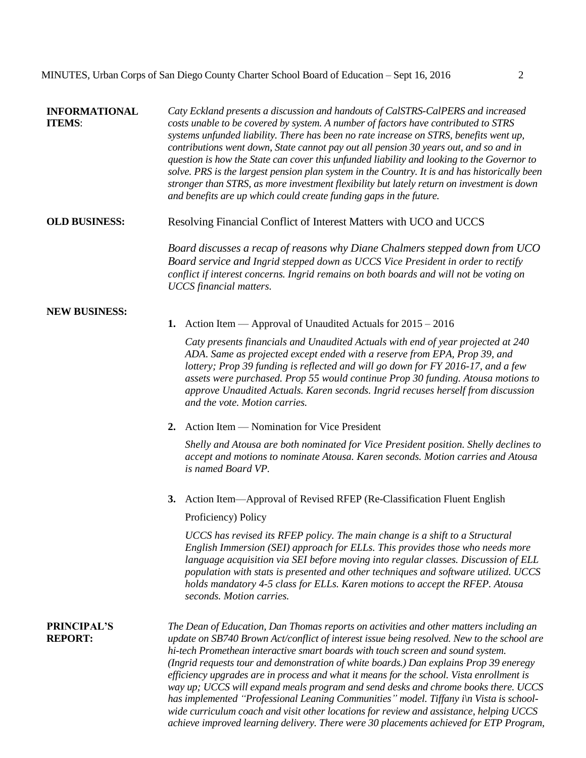**INFORMATIONAL ITEMS**:

*Caty Eckland presents a discussion and handouts of CalSTRS-CalPERS and increased costs unable to be covered by system. A number of factors have contributed to STRS systems unfunded liability. There has been no rate increase on STRS, benefits went up, contributions went down, State cannot pay out all pension 30 years out, and so and in question is how the State can cover this unfunded liability and looking to the Governor to solve. PRS is the largest pension plan system in the Country. It is and has historically been stronger than STRS, as more investment flexibility but lately return on investment is down and benefits are up which could create funding gaps in the future.*

**OLD BUSINESS:**

Resolving Financial Conflict of Interest Matters with UCO and UCCS

*Board discusses a recap of reasons why Diane Chalmers stepped down from UCO Board service and Ingrid stepped down as UCCS Vice President in order to rectify conflict if interest concerns. Ingrid remains on both boards and will not be voting on UCCS financial matters.*

**NEW BUSINESS:**

1. Action Item — Approval of Unaudited Actuals for 2015 – 2016

   *Caty presents financials and Unaudited Actuals with end of year projected at 240 ADA. Same as projected except ended with a reserve from EPA, Prop 39, and lottery; Prop 39 funding is reflected and will go down for FY 2016-17, and a few assets were purchased. Prop 55 would continue Prop 30 funding. Atousa motions to approve Unaudited Actuals. Karen seconds. Ingrid recuses herself from discussion and the vote. Motion carries.*

2. Action Item — Nomination for Vice President

   *Shelly and Atousa are both nominated for Vice President position. Shelly declines to accept and motions to nominate Atousa. Karen seconds. Motion carries and Atousa is named Board VP.*

3. Action Item—Approval of Revised RFEP (Re-Classification Fluent English Proficiency) Policy

   *UCCS has revised its RFEP policy. The main change is a shift to a Structural English Immersion (SEI) approach for ELLs. This provides those who needs more language acquisition via SEI before moving into regular classes. Discussion of ELL population with stats is presented and other techniques and software utilized. UCCS holds mandatory 4-5 class for ELLs. Karen motions to accept the RFEP. Atousa seconds. Motion carries.*

**PRINCIPAL'S REPORT:**

*The Dean of Education, Dan Thomas reports on activities and other matters including an update on SB740 Brown Act/conflict of interest issue being resolved. New to the school are hi-tech Promethean interactive smart boards with touch screen and sound system. (Ingrid requests tour and demonstration of white boards.) Dan explains Prop 39 eneregy efficiency upgrades are in process and what it means for the school. Vista enrollment is way up; UCCS will expand meals program and send desks and chrome books there. UCCS has implemented "Professional Leaning Communities" model. Tiffany i\n Vista is school-wide curriculum coach and visit other locations for review and assistance, helping UCCS achieve improved learning delivery. There were 30 placements achieved for ETP Program,*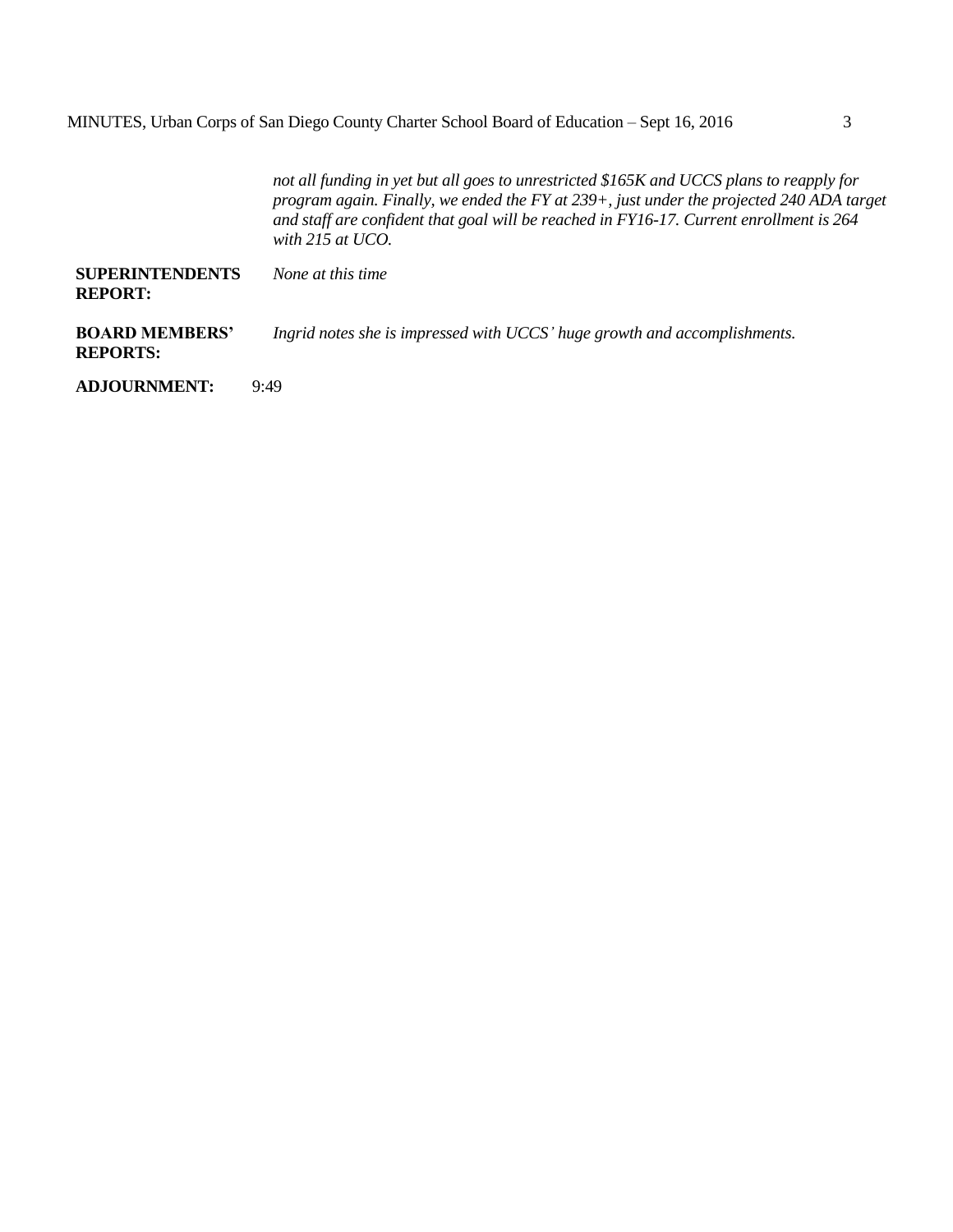*not all funding in yet but all goes to unrestricted $165K and UCCS plans to reapply for program again. Finally, we ended the FY at 239+, just under the projected 240 ADA target and staff are confident that goal will be reached in FY16-17. Current enrollment is 264 with 215 at UCO.*

**SUPERINTENDENTS REPORT:** *None at this time*

**BOARD MEMBERS' REPORTS:** *Ingrid notes she is impressed with UCCS' huge growth and accomplishments.*

**ADJOURNMENT:** 9:49